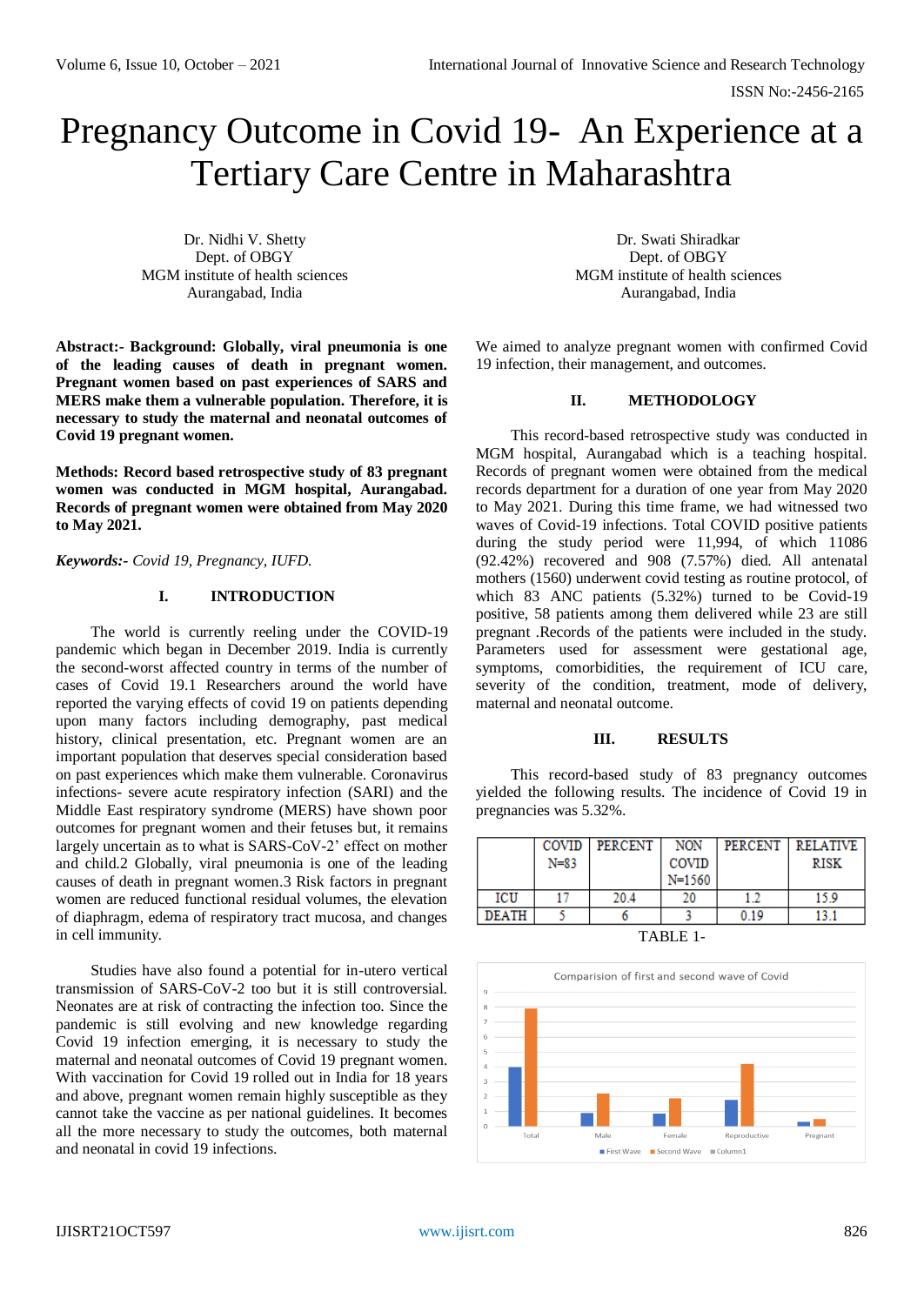# Pregnancy Outcome in Covid 19- An Experience at a Tertiary Care Centre in Maharashtra

Dr. Nidhi V. Shetty
Dept. of OBGY
MGM institute of health sciences
Aurangabad, India

Dr. Swati Shiradkar
Dept. of OBGY
MGM institute of health sciences
Aurangabad, India

**Abstract:- Background: Globally, viral pneumonia is one of the leading causes of death in pregnant women. Pregnant women based on past experiences of SARS and MERS make them a vulnerable population. Therefore, it is necessary to study the maternal and neonatal outcomes of Covid 19 pregnant women.**

**Methods: Record based retrospective study of 83 pregnant women was conducted in MGM hospital, Aurangabad. Records of pregnant women were obtained from May 2020 to May 2021.**

***Keywords:-*** *Covid 19, Pregnancy, IUFD.*

## I. INTRODUCTION

The world is currently reeling under the COVID-19 pandemic which began in December 2019. India is currently the second-worst affected country in terms of the number of cases of Covid 19.1 Researchers around the world have reported the varying effects of covid 19 on patients depending upon many factors including demography, past medical history, clinical presentation, etc. Pregnant women are an important population that deserves special consideration based on past experiences which make them vulnerable. Coronavirus infections- severe acute respiratory infection (SARI) and the Middle East respiratory syndrome (MERS) have shown poor outcomes for pregnant women and their fetuses but, it remains largely uncertain as to what is SARS-CoV-2' effect on mother and child.2 Globally, viral pneumonia is one of the leading causes of death in pregnant women.3 Risk factors in pregnant women are reduced functional residual volumes, the elevation of diaphragm, edema of respiratory tract mucosa, and changes in cell immunity.

Studies have also found a potential for in-utero vertical transmission of SARS-CoV-2 too but it is still controversial. Neonates are at risk of contracting the infection too. Since the pandemic is still evolving and new knowledge regarding Covid 19 infection emerging, it is necessary to study the maternal and neonatal outcomes of Covid 19 pregnant women. With vaccination for Covid 19 rolled out in India for 18 years and above, pregnant women remain highly susceptible as they cannot take the vaccine as per national guidelines. It becomes all the more necessary to study the outcomes, both maternal and neonatal in covid 19 infections.

We aimed to analyze pregnant women with confirmed Covid 19 infection, their management, and outcomes.

## II. METHODOLOGY

This record-based retrospective study was conducted in MGM hospital, Aurangabad which is a teaching hospital. Records of pregnant women were obtained from the medical records department for a duration of one year from May 2020 to May 2021. During this time frame, we had witnessed two waves of Covid-19 infections. Total COVID positive patients during the study period were 11,994, of which 11086 (92.42%) recovered and 908 (7.57%) died. All antenatal mothers (1560) underwent covid testing as routine protocol, of which 83 ANC patients (5.32%) turned to be Covid-19 positive, 58 patients among them delivered while 23 are still pregnant .Records of the patients were included in the study. Parameters used for assessment were gestational age, symptoms, comorbidities, the requirement of ICU care, severity of the condition, treatment, mode of delivery, maternal and neonatal outcome.

## III. RESULTS

This record-based study of 83 pregnancy outcomes yielded the following results. The incidence of Covid 19 in pregnancies was 5.32%.

| | COVID N=83 | PERCENT | NON COVID N=1560 | PERCENT | RELATIVE RISK |
|---|---|---|---|---|---|
| ICU | 17 | 20.4 | 20 | 1.2 | 15.9 |
| DEATH | 5 | 6 | 3 | 0.19 | 13.1 |

TABLE 1-

Comparision of first and second wave of Covid

| | First Wave | Second Wave |
|---|---|---|
| Total | 4 | 8 |
| Male | 0.8 | 2.2 |
| Female | 0.8 | 1.9 |
| Reproductive | 1.8 | 4.2 |
| Pregnant | 0.3 | 0.5 |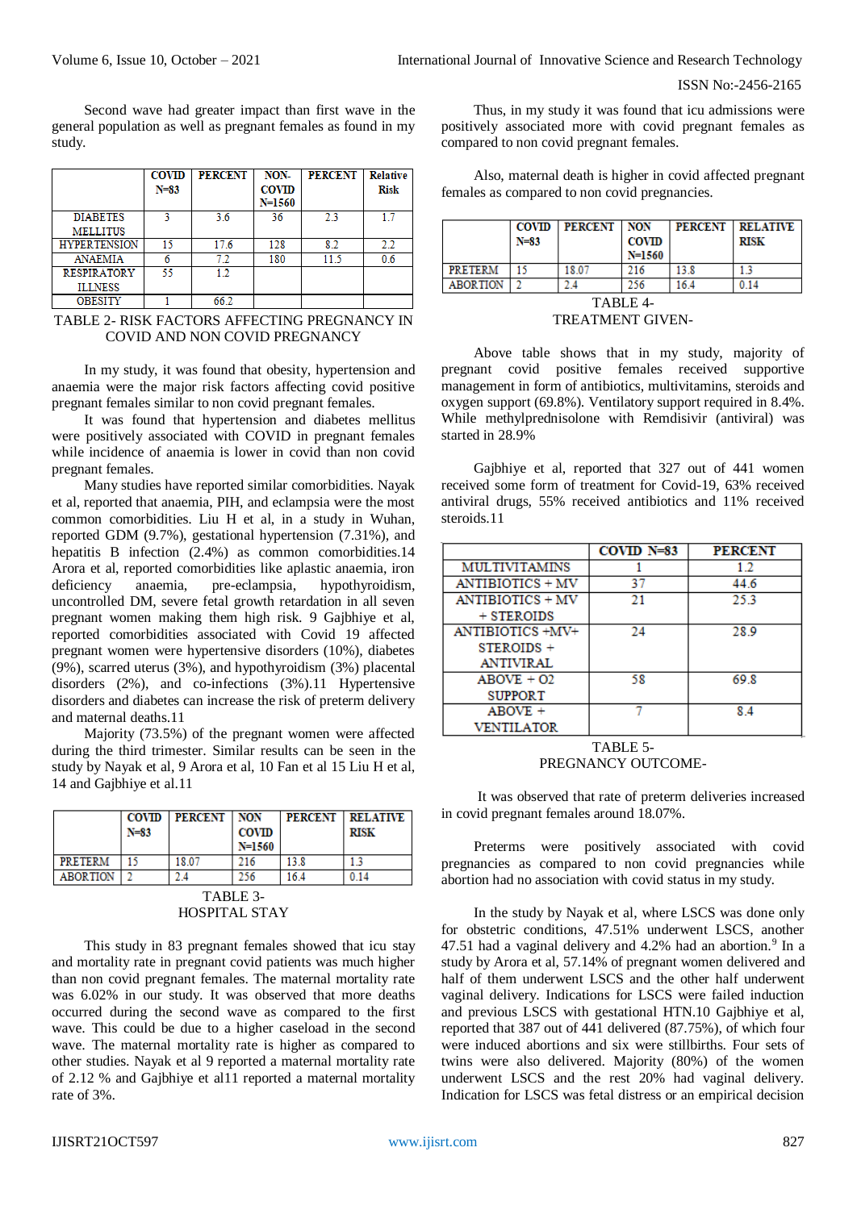Second wave had greater impact than first wave in the general population as well as pregnant females as found in my study.

| | COVID N=83 | PERCENT | NON-COVID N=1560 | PERCENT | Relative Risk |
|---|---|---|---|---|---|
| DIABETES MELLITUS | 3 | 3.6 | 36 | 2.3 | 1.7 |
| HYPERTENSION | 15 | 17.6 | 128 | 8.2 | 2.2 |
| ANAEMIA | 6 | 7.2 | 180 | 11.5 | 0.6 |
| RESPIRATORY ILLNESS | 55 | 1.2 | | | |
| OBESITY | 1 | 66.2 | | | |

TABLE 2- RISK FACTORS AFFECTING PREGNANCY IN COVID AND NON COVID PREGNANCY

In my study, it was found that obesity, hypertension and anaemia were the major risk factors affecting covid positive pregnant females similar to non covid pregnant females.

It was found that hypertension and diabetes mellitus were positively associated with COVID in pregnant females while incidence of anaemia is lower in covid than non covid pregnant females.

Many studies have reported similar comorbidities. Nayak et al, reported that anaemia, PIH, and eclampsia were the most common comorbidities. Liu H et al, in a study in Wuhan, reported GDM (9.7%), gestational hypertension (7.31%), and hepatitis B infection (2.4%) as common comorbidities.14 Arora et al, reported comorbidities like aplastic anaemia, iron deficiency anaemia, pre-eclampsia, hypothyroidism, uncontrolled DM, severe fetal growth retardation in all seven pregnant women making them high risk. 9 Gajbhiye et al, reported comorbidities associated with Covid 19 affected pregnant women were hypertensive disorders (10%), diabetes (9%), scarred uterus (3%), and hypothyroidism (3%) placental disorders (2%), and co-infections (3%).11 Hypertensive disorders and diabetes can increase the risk of preterm delivery and maternal deaths.11

Majority (73.5%) of the pregnant women were affected during the third trimester. Similar results can be seen in the study by Nayak et al, 9 Arora et al, 10 Fan et al 15 Liu H et al, 14 and Gajbhiye et al.11

| | COVID N=83 | PERCENT | NON COVID N=1560 | PERCENT | RELATIVE RISK |
|---|---|---|---|---|---|
| PRETERM | 15 | 18.07 | 216 | 13.8 | 1.3 |
| ABORTION | 2 | 2.4 | 256 | 16.4 | 0.14 |

TABLE 3-
HOSPITAL STAY

This study in 83 pregnant females showed that icu stay and mortality rate in pregnant covid patients was much higher than non covid pregnant females. The maternal mortality rate was 6.02% in our study. It was observed that more deaths occurred during the second wave as compared to the first wave. This could be due to a higher caseload in the second wave. The maternal mortality rate is higher as compared to other studies. Nayak et al 9 reported a maternal mortality rate of 2.12 % and Gajbhiye et al11 reported a maternal mortality rate of 3%.

Thus, in my study it was found that icu admissions were positively associated more with covid pregnant females as compared to non covid pregnant females.

Also, maternal death is higher in covid affected pregnant females as compared to non covid pregnancies.

| | COVID N=83 | PERCENT | NON COVID N=1560 | PERCENT | RELATIVE RISK |
|---|---|---|---|---|---|
| PRETERM | 15 | 18.07 | 216 | 13.8 | 1.3 |
| ABORTION | 2 | 2.4 | 256 | 16.4 | 0.14 |

TABLE 4-
TREATMENT GIVEN-

Above table shows that in my study, majority of pregnant covid positive females received supportive management in form of antibiotics, multivitamins, steroids and oxygen support (69.8%). Ventilatory support required in 8.4%. While methylprednisolone with Remdisivir (antiviral) was started in 28.9%

Gajbhiye et al, reported that 327 out of 441 women received some form of treatment for Covid-19, 63% received antiviral drugs, 55% received antibiotics and 11% received steroids.11

| | COVID N=83 | PERCENT |
|---|---|---|
| MULTIVITAMINS | 1 | 1.2 |
| ANTIBIOTICS + MV | 37 | 44.6 |
| ANTIBIOTICS + MV + STEROIDS | 21 | 25.3 |
| ANTIBIOTICS +MV+ STEROIDS + ANTIVIRAL | 24 | 28.9 |
| ABOVE + O2 SUPPORT | 58 | 69.8 |
| ABOVE + VENTILATOR | 7 | 8.4 |

TABLE 5-
PREGNANCY OUTCOME-

It was observed that rate of preterm deliveries increased in covid pregnant females around 18.07%.

Preterms were positively associated with covid pregnancies as compared to non covid pregnancies while abortion had no association with covid status in my study.

In the study by Nayak et al, where LSCS was done only for obstetric conditions, 47.51% underwent LSCS, another 47.51 had a vaginal delivery and 4.2% had an abortion.[9] In a study by Arora et al, 57.14% of pregnant women delivered and half of them underwent LSCS and the other half underwent vaginal delivery. Indications for LSCS were failed induction and previous LSCS with gestational HTN.10 Gajbhiye et al, reported that 387 out of 441 delivered (87.75%), of which four were induced abortions and six were stillbirths. Four sets of twins were also delivered. Majority (80%) of the women underwent LSCS and the rest 20% had vaginal delivery. Indication for LSCS was fetal distress or an empirical decision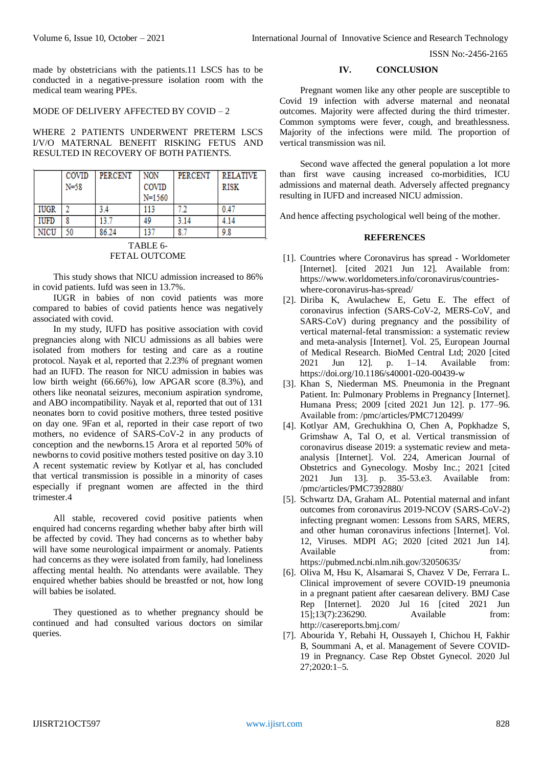made by obstetricians with the patients.11 LSCS has to be conducted in a negative-pressure isolation room with the medical team wearing PPEs.

MODE OF DELIVERY AFFECTED BY COVID – 2

WHERE 2 PATIENTS UNDERWENT PRETERM LSCS I/V/O MATERNAL BENEFIT RISKING FETUS AND RESULTED IN RECOVERY OF BOTH PATIENTS.

| | COVID N=58 | PERCENT | NON COVID N=1560 | PERCENT | RELATIVE RISK |
|---|---|---|---|---|---|
| IUGR | 2 | 3.4 | 113 | 7.2 | 0.47 |
| IUFD | 8 | 13.7 | 49 | 3.14 | 4.14 |
| NICU | 50 | 86.24 | 137 | 8.7 | 9.8 |

TABLE 6- FETAL OUTCOME

This study shows that NICU admission increased to 86% in covid patients. Iufd was seen in 13.7%.

IUGR in babies of non covid patients was more compared to babies of covid patients hence was negatively associated with covid.

In my study, IUFD has positive association with covid pregnancies along with NICU admissions as all babies were isolated from mothers for testing and care as a routine protocol. Nayak et al, reported that 2.23% of pregnant women had an IUFD. The reason for NICU admission in babies was low birth weight (66.66%), low APGAR score (8.3%), and others like neonatal seizures, meconium aspiration syndrome, and ABO incompatibility. Nayak et al, reported that out of 131 neonates born to covid positive mothers, three tested positive on day one. 9Fan et al, reported in their case report of two mothers, no evidence of SARS-CoV-2 in any products of conception and the newborns.15 Arora et al reported 50% of newborns to covid positive mothers tested positive on day 3.10 A recent systematic review by Kotlyar et al, has concluded that vertical transmission is possible in a minority of cases especially if pregnant women are affected in the third trimester.4

All stable, recovered covid positive patients when enquired had concerns regarding whether baby after birth will be affected by covid. They had concerns as to whether baby will have some neurological impairment or anomaly. Patients had concerns as they were isolated from family, had loneliness affecting mental health. No attendants were available. They enquired whether babies should be breastfed or not, how long will babies be isolated.

They questioned as to whether pregnancy should be continued and had consulted various doctors on similar queries.

## IV. CONCLUSION

Pregnant women like any other people are susceptible to Covid 19 infection with adverse maternal and neonatal outcomes. Majority were affected during the third trimester. Common symptoms were fever, cough, and breathlessness. Majority of the infections were mild. The proportion of vertical transmission was nil.

Second wave affected the general population a lot more than first wave causing increased co-morbidities, ICU admissions and maternal death. Adversely affected pregnancy resulting in IUFD and increased NICU admission.

And hence affecting psychological well being of the mother.

## REFERENCES

[1]. Countries where Coronavirus has spread - Worldometer [Internet]. [cited 2021 Jun 12]. Available from: https://www.worldometers.info/coronavirus/countries-where-coronavirus-has-spread/

[2]. Diriba K, Awulachew E, Getu E. The effect of coronavirus infection (SARS-CoV-2, MERS-CoV, and SARS-CoV) during pregnancy and the possibility of vertical maternal-fetal transmission: a systematic review and meta-analysis [Internet]. Vol. 25, European Journal of Medical Research. BioMed Central Ltd; 2020 [cited 2021 Jun 12]. p. 1–14. Available from: https://doi.org/10.1186/s40001-020-00439-w

[3]. Khan S, Niederman MS. Pneumonia in the Pregnant Patient. In: Pulmonary Problems in Pregnancy [Internet]. Humana Press; 2009 [cited 2021 Jun 12]. p. 177–96. Available from: /pmc/articles/PMC7120499/

[4]. Kotlyar AM, Grechukhina O, Chen A, Popkhadze S, Grimshaw A, Tal O, et al. Vertical transmission of coronavirus disease 2019: a systematic review and meta-analysis [Internet]. Vol. 224, American Journal of Obstetrics and Gynecology. Mosby Inc.; 2021 [cited 2021 Jun 13]. p. 35-53.e3. Available from: /pmc/articles/PMC7392880/

[5]. Schwartz DA, Graham AL. Potential maternal and infant outcomes from coronavirus 2019-NCOV (SARS-CoV-2) infecting pregnant women: Lessons from SARS, MERS, and other human coronavirus infections [Internet]. Vol. 12, Viruses. MDPI AG; 2020 [cited 2021 Jun 14]. Available from: https://pubmed.ncbi.nlm.nih.gov/32050635/

[6]. Oliva M, Hsu K, Alsamarai S, Chavez V De, Ferrara L. Clinical improvement of severe COVID-19 pneumonia in a pregnant patient after caesarean delivery. BMJ Case Rep [Internet]. 2020 Jul 16 [cited 2021 Jun 15];13(7):236290. Available from: http://casereports.bmj.com/

[7]. Abourida Y, Rebahi H, Oussayeh I, Chichou H, Fakhir B, Soummani A, et al. Management of Severe COVID-19 in Pregnancy. Case Rep Obstet Gynecol. 2020 Jul 27;2020:1–5.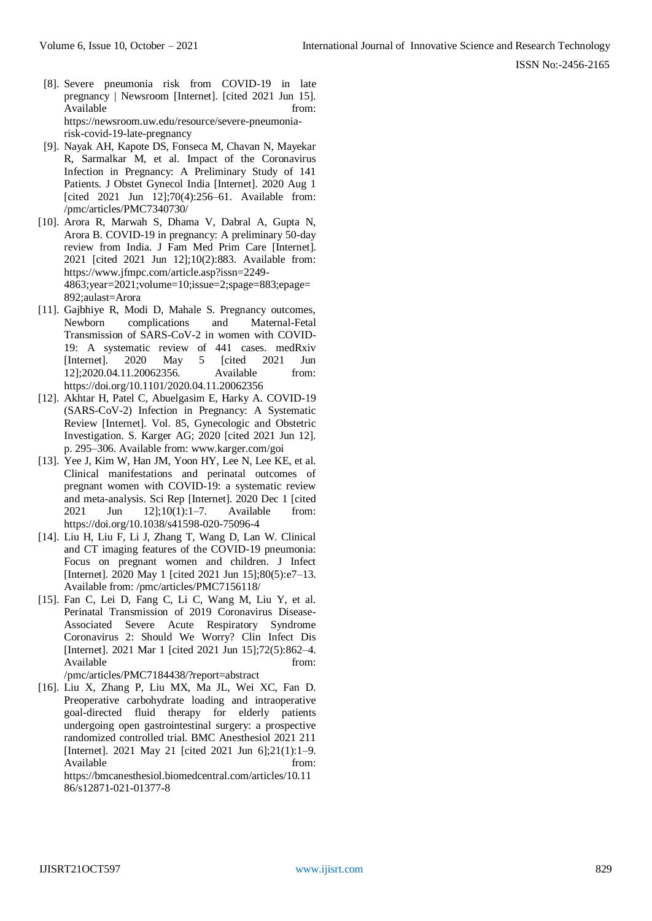[8]. Severe pneumonia risk from COVID-19 in late pregnancy | Newsroom [Internet]. [cited 2021 Jun 15]. Available from: https://newsroom.uw.edu/resource/severe-pneumonia-risk-covid-19-late-pregnancy

[9]. Nayak AH, Kapote DS, Fonseca M, Chavan N, Mayekar R, Sarmalkar M, et al. Impact of the Coronavirus Infection in Pregnancy: A Preliminary Study of 141 Patients. J Obstet Gynecol India [Internet]. 2020 Aug 1 [cited 2021 Jun 12];70(4):256–61. Available from: /pmc/articles/PMC7340730/

[10]. Arora R, Marwah S, Dhama V, Dabral A, Gupta N, Arora B. COVID-19 in pregnancy: A preliminary 50-day review from India. J Fam Med Prim Care [Internet]. 2021 [cited 2021 Jun 12];10(2):883. Available from: https://www.jfmpc.com/article.asp?issn=2249-4863;year=2021;volume=10;issue=2;spage=883;epage=892;aulast=Arora

[11]. Gajbhiye R, Modi D, Mahale S. Pregnancy outcomes, Newborn complications and Maternal-Fetal Transmission of SARS-CoV-2 in women with COVID-19: A systematic review of 441 cases. medRxiv [Internet]. 2020 May 5 [cited 2021 Jun 12];2020.04.11.20062356. Available from: https://doi.org/10.1101/2020.04.11.20062356

[12]. Akhtar H, Patel C, Abuelgasim E, Harky A. COVID-19 (SARS-CoV-2) Infection in Pregnancy: A Systematic Review [Internet]. Vol. 85, Gynecologic and Obstetric Investigation. S. Karger AG; 2020 [cited 2021 Jun 12]. p. 295–306. Available from: www.karger.com/goi

[13]. Yee J, Kim W, Han JM, Yoon HY, Lee N, Lee KE, et al. Clinical manifestations and perinatal outcomes of pregnant women with COVID-19: a systematic review and meta-analysis. Sci Rep [Internet]. 2020 Dec 1 [cited 2021 Jun 12];10(1):1–7. Available from: https://doi.org/10.1038/s41598-020-75096-4

[14]. Liu H, Liu F, Li J, Zhang T, Wang D, Lan W. Clinical and CT imaging features of the COVID-19 pneumonia: Focus on pregnant women and children. J Infect [Internet]. 2020 May 1 [cited 2021 Jun 15];80(5):e7–13. Available from: /pmc/articles/PMC7156118/

[15]. Fan C, Lei D, Fang C, Li C, Wang M, Liu Y, et al. Perinatal Transmission of 2019 Coronavirus Disease-Associated Severe Acute Respiratory Syndrome Coronavirus 2: Should We Worry? Clin Infect Dis [Internet]. 2021 Mar 1 [cited 2021 Jun 15];72(5):862–4. Available from: /pmc/articles/PMC7184438/?report=abstract

[16]. Liu X, Zhang P, Liu MX, Ma JL, Wei XC, Fan D. Preoperative carbohydrate loading and intraoperative goal-directed fluid therapy for elderly patients undergoing open gastrointestinal surgery: a prospective randomized controlled trial. BMC Anesthesiol 2021 211 [Internet]. 2021 May 21 [cited 2021 Jun 6];21(1):1–9. Available from: https://bmcanesthesiol.biomedcentral.com/articles/10.1186/s12871-021-01377-8